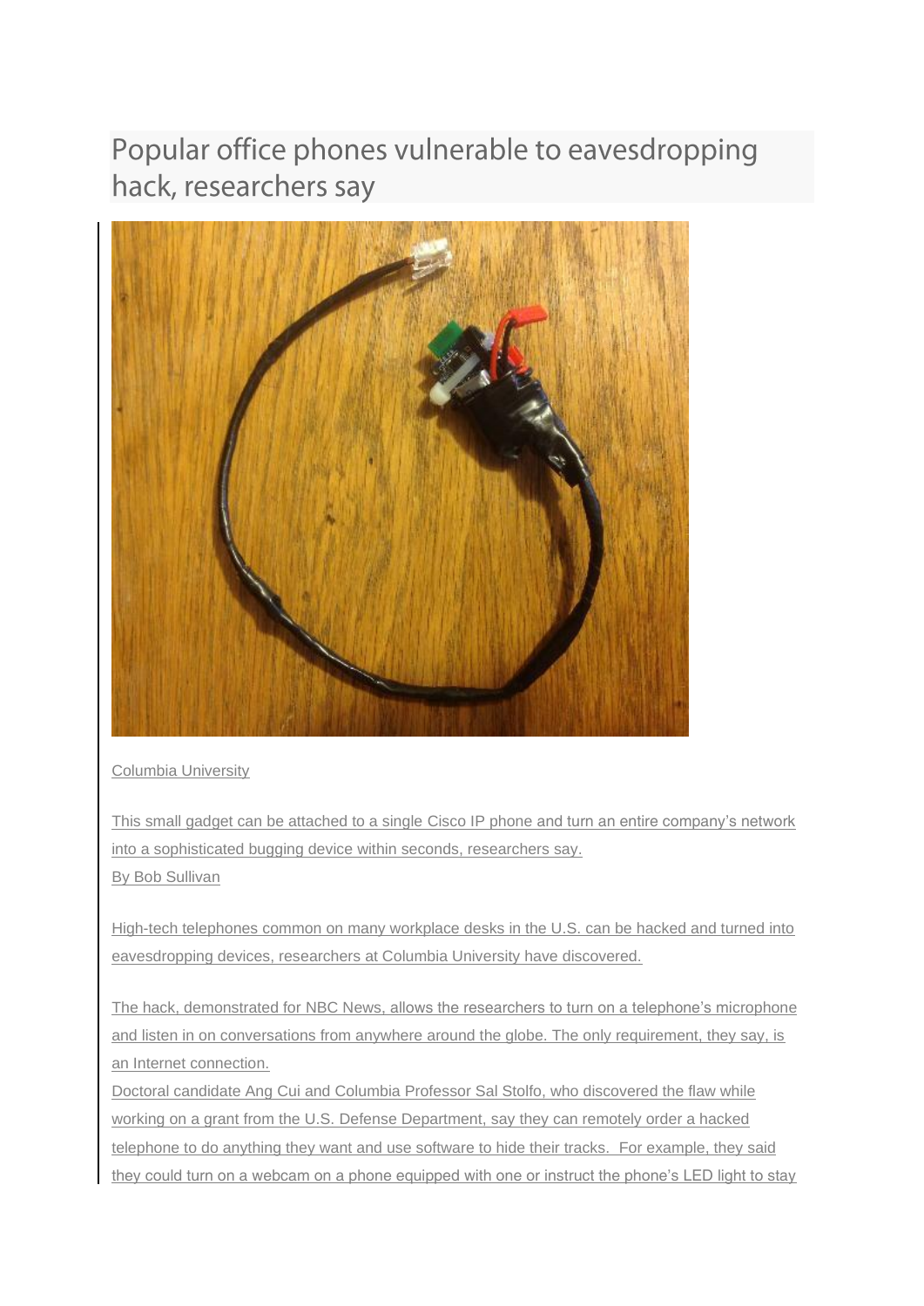# Popular office phones vulnerable to eavesdropping hack, researchers say

Columbia University

This small gadget can be attached to a single Cisco IP phone and turn an entire company's network into a sophisticated bugging device within seconds, researchers say.

By Bob Sullivan

High-tech telephones common on many workplace desks in the U.S. can be hacked and turned into eavesdropping devices, researchers at Columbia University have discovered.

The hack, demonstrated for NBC News, allows the researchers to turn on a telephone's microphone and listen in on conversations from anywhere around the globe. The only requirement, they say, is an Internet connection.

Doctoral candidate Ang Cui and Columbia Professor Sal Stolfo, who discovered the flaw while working on a grant from the U.S. Defense Department, say they can remotely order a hacked telephone to do anything they want and use software to hide their tracks. For example, they said they could turn on a webcam on a phone equipped with one or instruct the phone's LED light to stay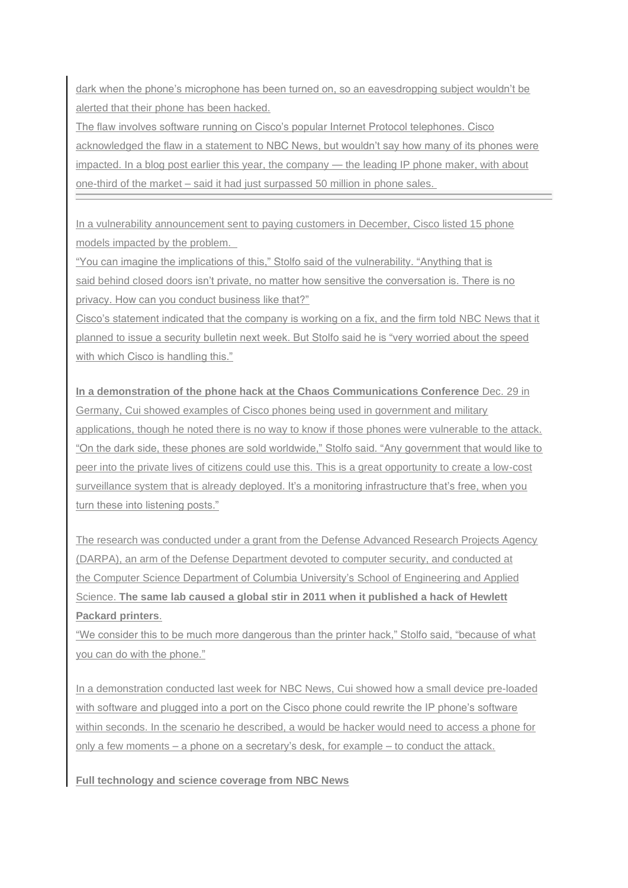dark when the phone's microphone has been turned on, so an eavesdropping subject wouldn't be alerted that their phone has been hacked.

The flaw involves software running on Cisco's popular Internet Protocol telephones. Cisco acknowledged the flaw in a statement to NBC News, but wouldn't say how many of its phones were impacted. In a blog post earlier this year, the company — the leading IP phone maker, with about one-third of the market – said it had just surpassed 50 million in phone sales.

---

In a vulnerability announcement sent to paying customers in December, Cisco listed 15 phone models impacted by the problem.

"You can imagine the implications of this," Stolfo said of the vulnerability. "Anything that is said behind closed doors isn't private, no matter how sensitive the conversation is. There is no privacy. How can you conduct business like that?"

Cisco's statement indicated that the company is working on a fix, and the firm told NBC News that it planned to issue a security bulletin next week. But Stolfo said he is "very worried about the speed with which Cisco is handling this."

**In a demonstration of the phone hack at the Chaos Communications Conference** Dec. 29 in Germany, Cui showed examples of Cisco phones being used in government and military applications, though he noted there is no way to know if those phones were vulnerable to the attack. "On the dark side, these phones are sold worldwide," Stolfo said. "Any government that would like to peer into the private lives of citizens could use this. This is a great opportunity to create a low-cost surveillance system that is already deployed. It's a monitoring infrastructure that's free, when you turn these into listening posts."

The research was conducted under a grant from the Defense Advanced Research Projects Agency (DARPA), an arm of the Defense Department devoted to computer security, and conducted at the Computer Science Department of Columbia University's School of Engineering and Applied Science. **The same lab caused a global stir in 2011 when it published a hack of Hewlett Packard printers**.

"We consider this to be much more dangerous than the printer hack," Stolfo said, "because of what you can do with the phone."

In a demonstration conducted last week for NBC News, Cui showed how a small device pre-loaded with software and plugged into a port on the Cisco phone could rewrite the IP phone's software within seconds. In the scenario he described, a would be hacker would need to access a phone for only a few moments – a phone on a secretary's desk, for example – to conduct the attack.

**Full technology and science coverage from NBC News**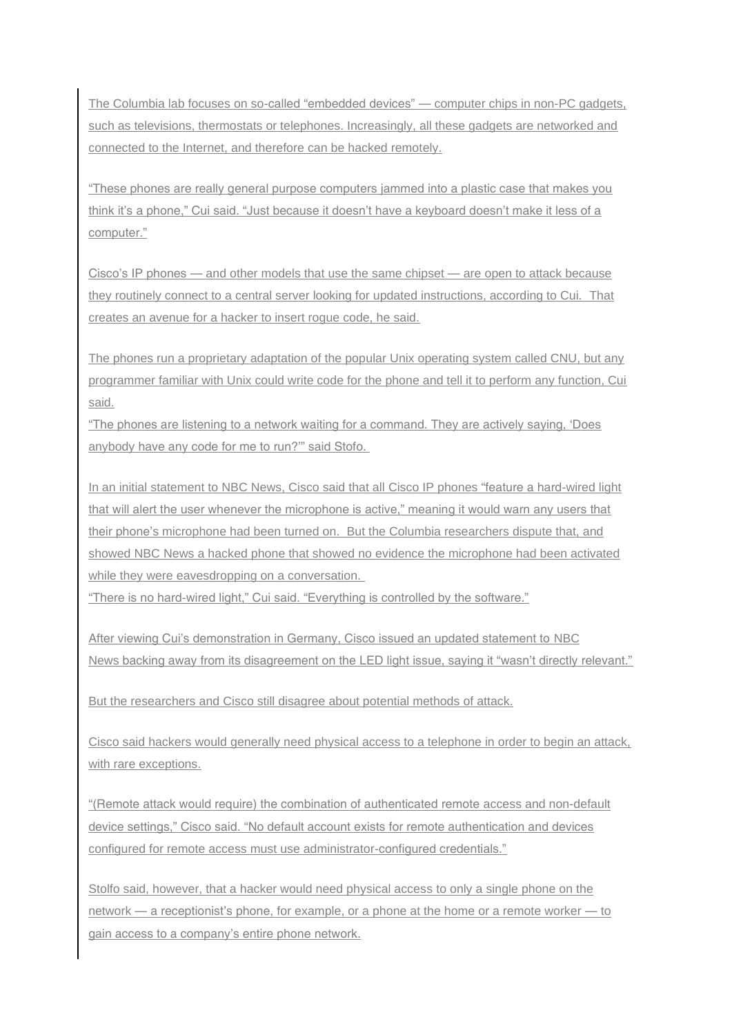The Columbia lab focuses on so-called "embedded devices" — computer chips in non-PC gadgets, such as televisions, thermostats or telephones. Increasingly, all these gadgets are networked and connected to the Internet, and therefore can be hacked remotely.

"These phones are really general purpose computers jammed into a plastic case that makes you think it's a phone," Cui said. "Just because it doesn't have a keyboard doesn't make it less of a computer."

Cisco's IP phones — and other models that use the same chipset — are open to attack because they routinely connect to a central server looking for updated instructions, according to Cui. That creates an avenue for a hacker to insert rogue code, he said.

The phones run a proprietary adaptation of the popular Unix operating system called CNU, but any programmer familiar with Unix could write code for the phone and tell it to perform any function, Cui said.

"The phones are listening to a network waiting for a command. They are actively saying, 'Does anybody have any code for me to run?'" said Stofo.

In an initial statement to NBC News, Cisco said that all Cisco IP phones "feature a hard-wired light that will alert the user whenever the microphone is active," meaning it would warn any users that their phone's microphone had been turned on. But the Columbia researchers dispute that, and showed NBC News a hacked phone that showed no evidence the microphone had been activated while they were eavesdropping on a conversation.

"There is no hard-wired light," Cui said. "Everything is controlled by the software."

After viewing Cui's demonstration in Germany, Cisco issued an updated statement to NBC News backing away from its disagreement on the LED light issue, saying it "wasn't directly relevant."

But the researchers and Cisco still disagree about potential methods of attack.

Cisco said hackers would generally need physical access to a telephone in order to begin an attack, with rare exceptions.

"(Remote attack would require) the combination of authenticated remote access and non-default device settings," Cisco said. "No default account exists for remote authentication and devices configured for remote access must use administrator-configured credentials."

Stolfo said, however, that a hacker would need physical access to only a single phone on the network — a receptionist's phone, for example, or a phone at the home or a remote worker — to gain access to a company's entire phone network.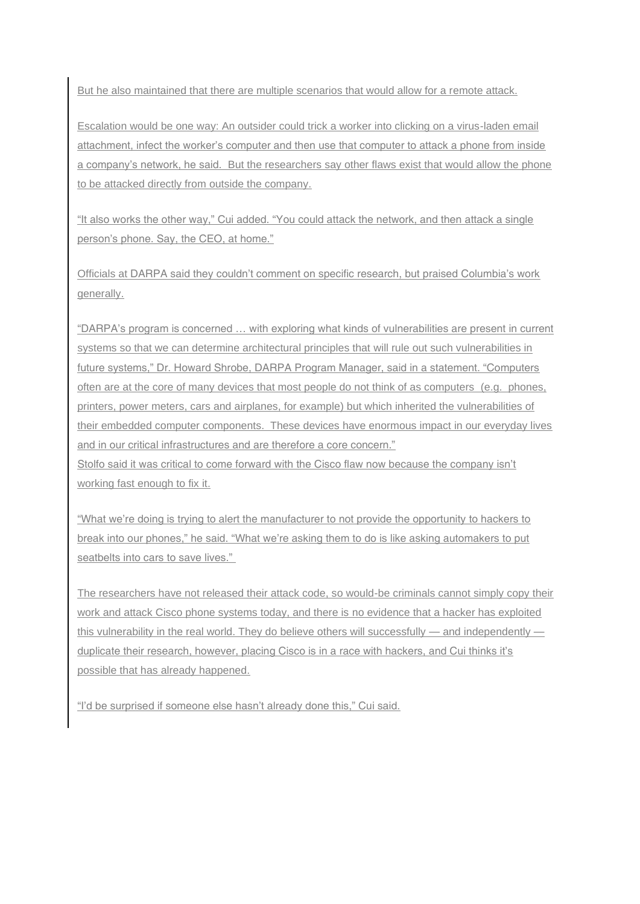But he also maintained that there are multiple scenarios that would allow for a remote attack.

Escalation would be one way: An outsider could trick a worker into clicking on a virus-laden email attachment, infect the worker's computer and then use that computer to attack a phone from inside a company's network, he said. But the researchers say other flaws exist that would allow the phone to be attacked directly from outside the company.

"It also works the other way," Cui added. "You could attack the network, and then attack a single person's phone. Say, the CEO, at home."

Officials at DARPA said they couldn't comment on specific research, but praised Columbia's work generally.

"DARPA's program is concerned … with exploring what kinds of vulnerabilities are present in current systems so that we can determine architectural principles that will rule out such vulnerabilities in future systems," Dr. Howard Shrobe, DARPA Program Manager, said in a statement. "Computers often are at the core of many devices that most people do not think of as computers (e.g. phones, printers, power meters, cars and airplanes, for example) but which inherited the vulnerabilities of their embedded computer components. These devices have enormous impact in our everyday lives and in our critical infrastructures and are therefore a core concern."

Stolfo said it was critical to come forward with the Cisco flaw now because the company isn't working fast enough to fix it.

"What we're doing is trying to alert the manufacturer to not provide the opportunity to hackers to break into our phones," he said. "What we're asking them to do is like asking automakers to put seatbelts into cars to save lives."

The researchers have not released their attack code, so would-be criminals cannot simply copy their work and attack Cisco phone systems today, and there is no evidence that a hacker has exploited this vulnerability in the real world. They do believe others will successfully — and independently — duplicate their research, however, placing Cisco is in a race with hackers, and Cui thinks it's possible that has already happened.

"I'd be surprised if someone else hasn't already done this," Cui said.